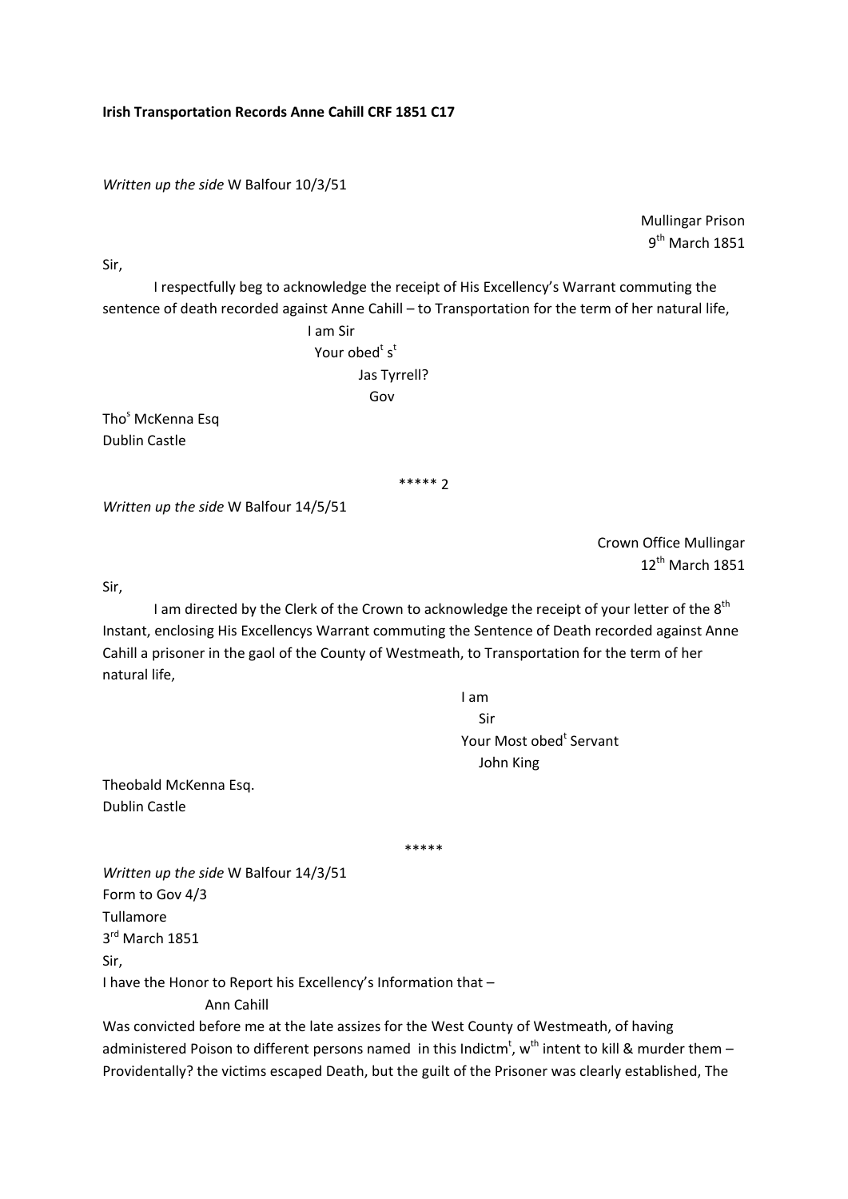**Irish Transportation Records Anne Cahill CRF 1851 C17**

*Written up the side* W Balfour 10/3/51

Mullingar Prison
9th March 1851

Sir,

I respectfully beg to acknowledge the receipt of His Excellency's Warrant commuting the sentence of death recorded against Anne Cahill – to Transportation for the term of her natural life,

I am Sir
Your obedt st
Jas Tyrrell?
Gov

Thos McKenna Esq
Dublin Castle

***** 2

*Written up the side* W Balfour 14/5/51

Crown Office Mullingar
12th March 1851

Sir,

I am directed by the Clerk of the Crown to acknowledge the receipt of your letter of the 8th Instant, enclosing His Excellencys Warrant commuting the Sentence of Death recorded against Anne Cahill a prisoner in the gaol of the County of Westmeath, to Transportation for the term of her natural life,

I am
Sir
Your Most obedt Servant
John King

Theobald McKenna Esq.
Dublin Castle

*****

*Written up the side* W Balfour 14/3/51
Form to Gov 4/3
Tullamore
3rd March 1851
Sir,
I have the Honor to Report his Excellency's Information that –
Ann Cahill
Was convicted before me at the late assizes for the West County of Westmeath, of having administered Poison to different persons named in this Indictmt, wth intent to kill & murder them – Providentally? the victims escaped Death, but the guilt of the Prisoner was clearly established, The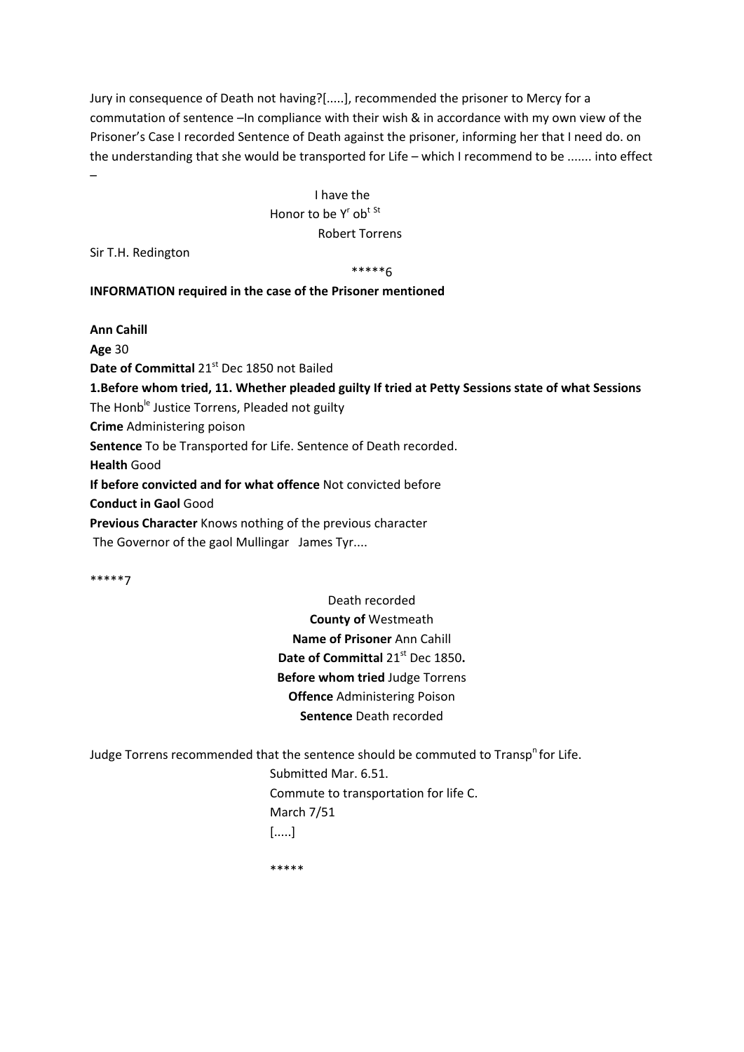Jury in consequence of Death not having?[.....], recommended the prisoner to Mercy for a commutation of sentence –In compliance with their wish & in accordance with my own view of the Prisoner's Case I recorded Sentence of Death against the prisoner, informing her that I need do. on the understanding that she would be transported for Life – which I recommend to be ....... into effect –

I have the
Honor to be Y[r] ob[t St]
Robert Torrens

Sir T.H. Redington

*****6

**INFORMATION required in the case of the Prisoner mentioned**

**Ann Cahill**

**Age** 30

**Date of Committal** 21[st] Dec 1850 not Bailed

**1.Before whom tried, 11. Whether pleaded guilty If tried at Petty Sessions state of what Sessions**
The Honb[le] Justice Torrens, Pleaded not guilty

**Crime** Administering poison

**Sentence** To be Transported for Life. Sentence of Death recorded.

**Health** Good

**If before convicted and for what offence** Not convicted before

**Conduct in Gaol** Good

**Previous Character** Knows nothing of the previous character

The Governor of the gaol Mullingar James Tyr....

*****7

Death recorded

**County of** Westmeath

**Name of Prisoner** Ann Cahill

**Date of Committal** 21[st] Dec 1850**.**

**Before whom tried** Judge Torrens

**Offence** Administering Poison

**Sentence** Death recorded

Judge Torrens recommended that the sentence should be commuted to Transp[n] for Life.

Submitted Mar. 6.51.

Commute to transportation for life C.

March 7/51

[.....]

*****